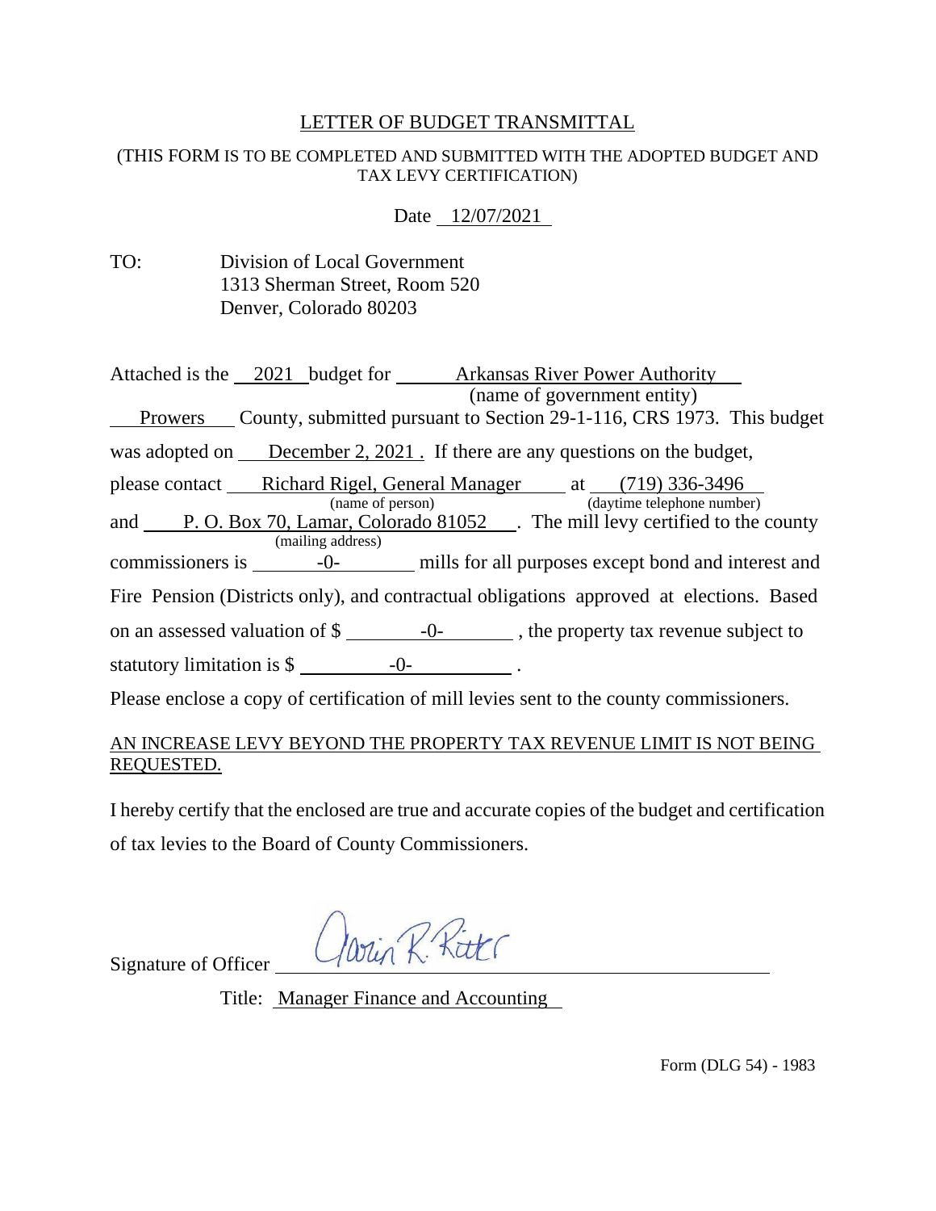# LETTER OF BUDGET TRANSMITTAL

(THIS FORM IS TO BE COMPLETED AND SUBMITTED WITH THE ADOPTED BUDGET AND TAX LEVY CERTIFICATION)

Date 12/07/2021

TO: Division of Local Government
1313 Sherman Street, Room 520
Denver, Colorado 80203

Attached is the 2021 budget for Arkansas River Power Authority (name of government entity) Prowers County, submitted pursuant to Section 29-1-116, CRS 1973. This budget was adopted on December 2, 2021 . If there are any questions on the budget, please contact Richard Rigel, General Manager (name of person) at (719) 336-3496 (daytime telephone number) and P. O. Box 70, Lamar, Colorado 81052 (mailing address). The mill levy certified to the county commissioners is -0- mills for all purposes except bond and interest and Fire Pension (Districts only), and contractual obligations approved at elections. Based on an assessed valuation of $ -0- , the property tax revenue subject to statutory limitation is $ -0- .

Please enclose a copy of certification of mill levies sent to the county commissioners.

AN INCREASE LEVY BEYOND THE PROPERTY TAX REVENUE LIMIT IS NOT BEING REQUESTED.

I hereby certify that the enclosed are true and accurate copies of the budget and certification of tax levies to the Board of County Commissioners.

Signature of Officer Jarin R. Ritter

Title: Manager Finance and Accounting

Form (DLG 54) - 1983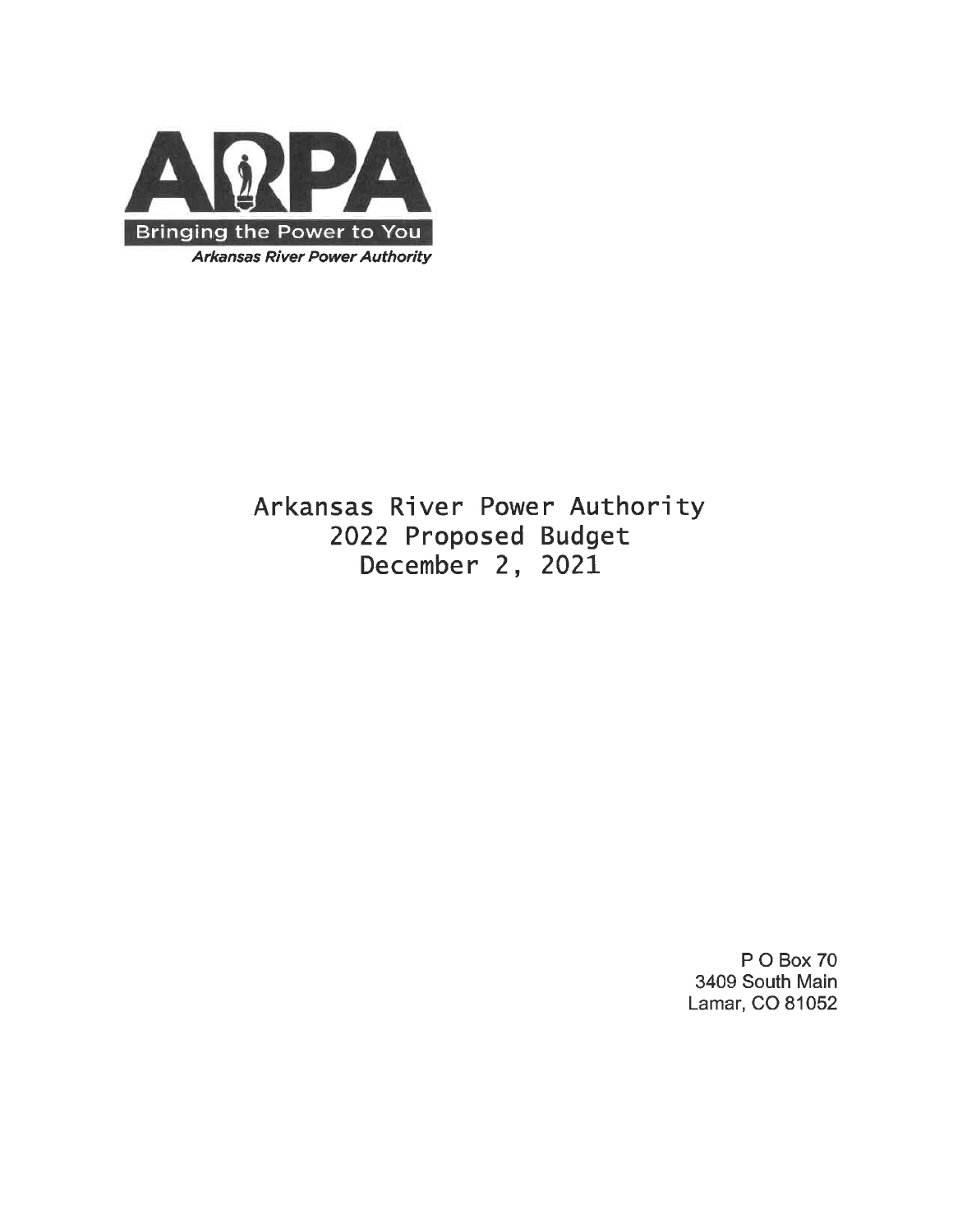ARPA

Bringing the Power to You

*Arkansas River Power Authority*

# Arkansas River Power Authority
## 2022 Proposed Budget
## December 2, 2021

P O Box 70
3409 South Main
Lamar, CO 81052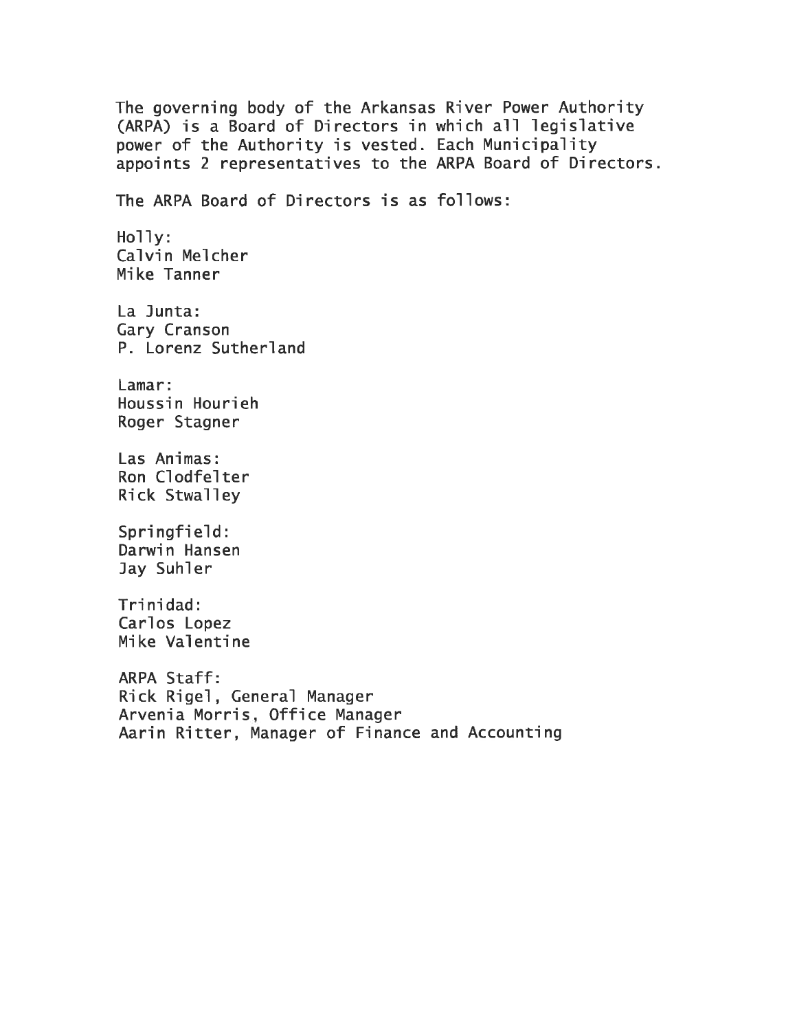The governing body of the Arkansas River Power Authority (ARPA) is a Board of Directors in which all legislative power of the Authority is vested. Each Municipality appoints 2 representatives to the ARPA Board of Directors.

The ARPA Board of Directors is as follows:

Holly:
Calvin Melcher
Mike Tanner

La Junta:
Gary Cranson
P. Lorenz Sutherland

Lamar:
Houssin Hourieh
Roger Stagner

Las Animas:
Ron Clodfelter
Rick Stwalley

Springfield:
Darwin Hansen
Jay Suhler

Trinidad:
Carlos Lopez
Mike Valentine

ARPA Staff:
Rick Rigel, General Manager
Arvenia Morris, Office Manager
Aarin Ritter, Manager of Finance and Accounting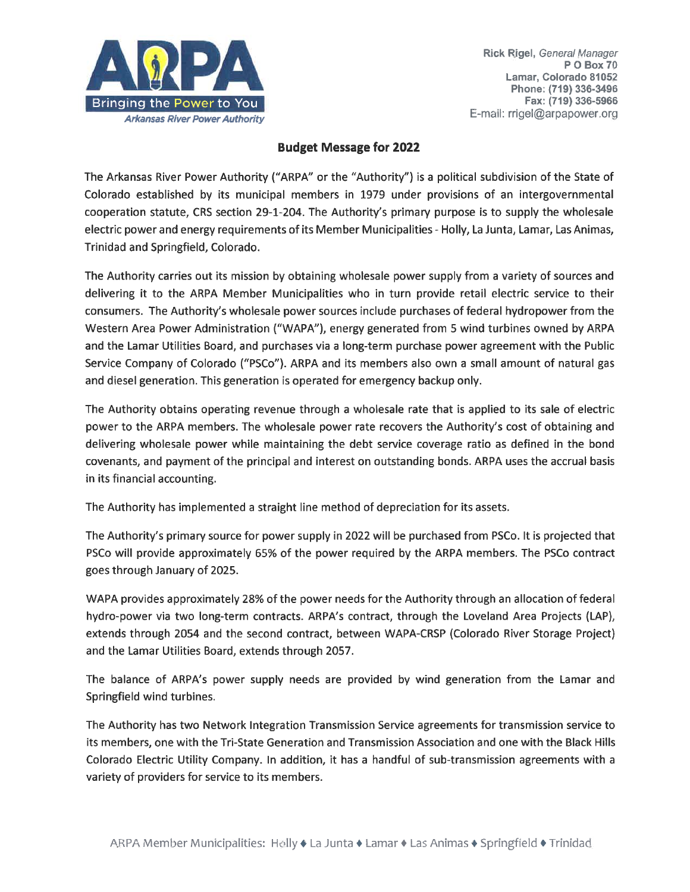Rick Rigel, *General Manager*
P O Box 70
Lamar, Colorado 81052
Phone: (719) 336-3496
Fax: (719) 336-5966
E-mail: rrigel@arpapower.org

## Budget Message for 2022

The Arkansas River Power Authority ("ARPA" or the "Authority") is a political subdivision of the State of Colorado established by its municipal members in 1979 under provisions of an intergovernmental cooperation statute, CRS section 29-1-204. The Authority's primary purpose is to supply the wholesale electric power and energy requirements of its Member Municipalities - Holly, La Junta, Lamar, Las Animas, Trinidad and Springfield, Colorado.

The Authority carries out its mission by obtaining wholesale power supply from a variety of sources and delivering it to the ARPA Member Municipalities who in turn provide retail electric service to their consumers. The Authority's wholesale power sources include purchases of federal hydropower from the Western Area Power Administration ("WAPA"), energy generated from 5 wind turbines owned by ARPA and the Lamar Utilities Board, and purchases via a long-term purchase power agreement with the Public Service Company of Colorado ("PSCo"). ARPA and its members also own a small amount of natural gas and diesel generation. This generation is operated for emergency backup only.

The Authority obtains operating revenue through a wholesale rate that is applied to its sale of electric power to the ARPA members. The wholesale power rate recovers the Authority's cost of obtaining and delivering wholesale power while maintaining the debt service coverage ratio as defined in the bond covenants, and payment of the principal and interest on outstanding bonds. ARPA uses the accrual basis in its financial accounting.

The Authority has implemented a straight line method of depreciation for its assets.

The Authority's primary source for power supply in 2022 will be purchased from PSCo. It is projected that PSCo will provide approximately 65% of the power required by the ARPA members. The PSCo contract goes through January of 2025.

WAPA provides approximately 28% of the power needs for the Authority through an allocation of federal hydro-power via two long-term contracts. ARPA's contract, through the Loveland Area Projects (LAP), extends through 2054 and the second contract, between WAPA-CRSP (Colorado River Storage Project) and the Lamar Utilities Board, extends through 2057.

The balance of ARPA's power supply needs are provided by wind generation from the Lamar and Springfield wind turbines.

The Authority has two Network Integration Transmission Service agreements for transmission service to its members, one with the Tri-State Generation and Transmission Association and one with the Black Hills Colorado Electric Utility Company. In addition, it has a handful of sub-transmission agreements with a variety of providers for service to its members.

ARPA Member Municipalities: Holly ♦ La Junta ♦ Lamar ♦ Las Animas ♦ Springfield ♦ Trinidad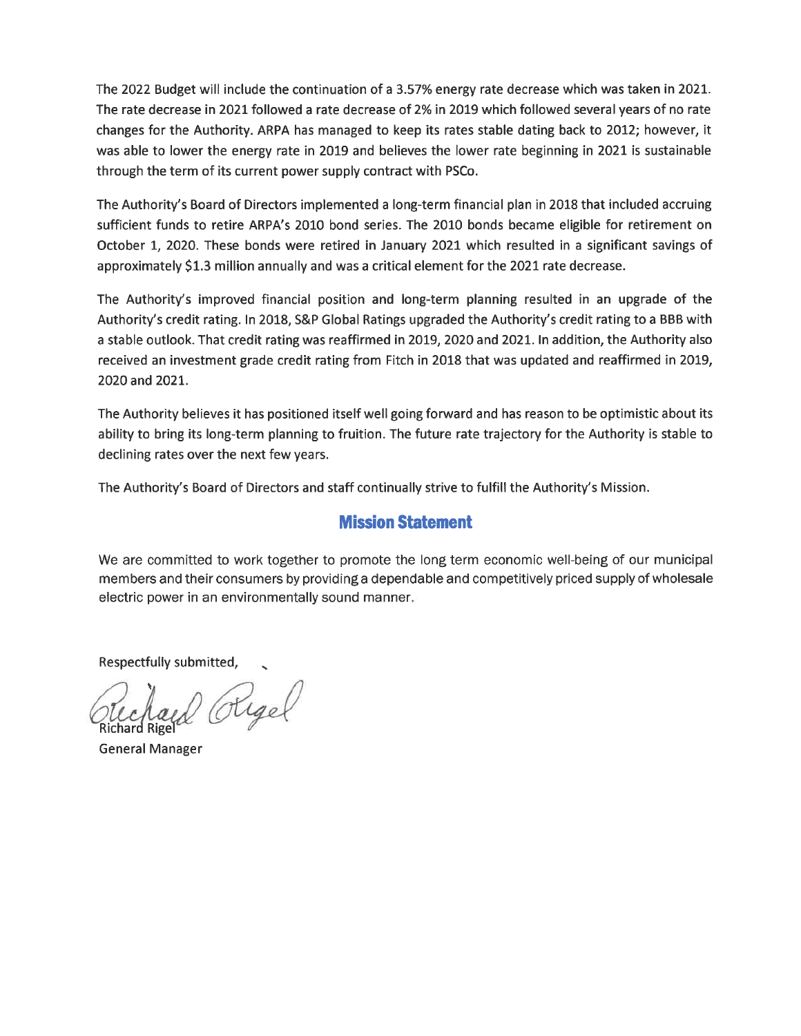The 2022 Budget will include the continuation of a 3.57% energy rate decrease which was taken in 2021. The rate decrease in 2021 followed a rate decrease of 2% in 2019 which followed several years of no rate changes for the Authority. ARPA has managed to keep its rates stable dating back to 2012; however, it was able to lower the energy rate in 2019 and believes the lower rate beginning in 2021 is sustainable through the term of its current power supply contract with PSCo.

The Authority's Board of Directors implemented a long-term financial plan in 2018 that included accruing sufficient funds to retire ARPA's 2010 bond series. The 2010 bonds became eligible for retirement on October 1, 2020. These bonds were retired in January 2021 which resulted in a significant savings of approximately $1.3 million annually and was a critical element for the 2021 rate decrease.

The Authority's improved financial position and long-term planning resulted in an upgrade of the Authority's credit rating. In 2018, S&P Global Ratings upgraded the Authority's credit rating to a BBB with a stable outlook. That credit rating was reaffirmed in 2019, 2020 and 2021. In addition, the Authority also received an investment grade credit rating from Fitch in 2018 that was updated and reaffirmed in 2019, 2020 and 2021.

The Authority believes it has positioned itself well going forward and has reason to be optimistic about its ability to bring its long-term planning to fruition. The future rate trajectory for the Authority is stable to declining rates over the next few years.

The Authority's Board of Directors and staff continually strive to fulfill the Authority's Mission.

## Mission Statement

We are committed to work together to promote the long term economic well-being of our municipal members and their consumers by providing a dependable and competitively priced supply of wholesale electric power in an environmentally sound manner.

Respectfully submitted,

Richard Rigel
General Manager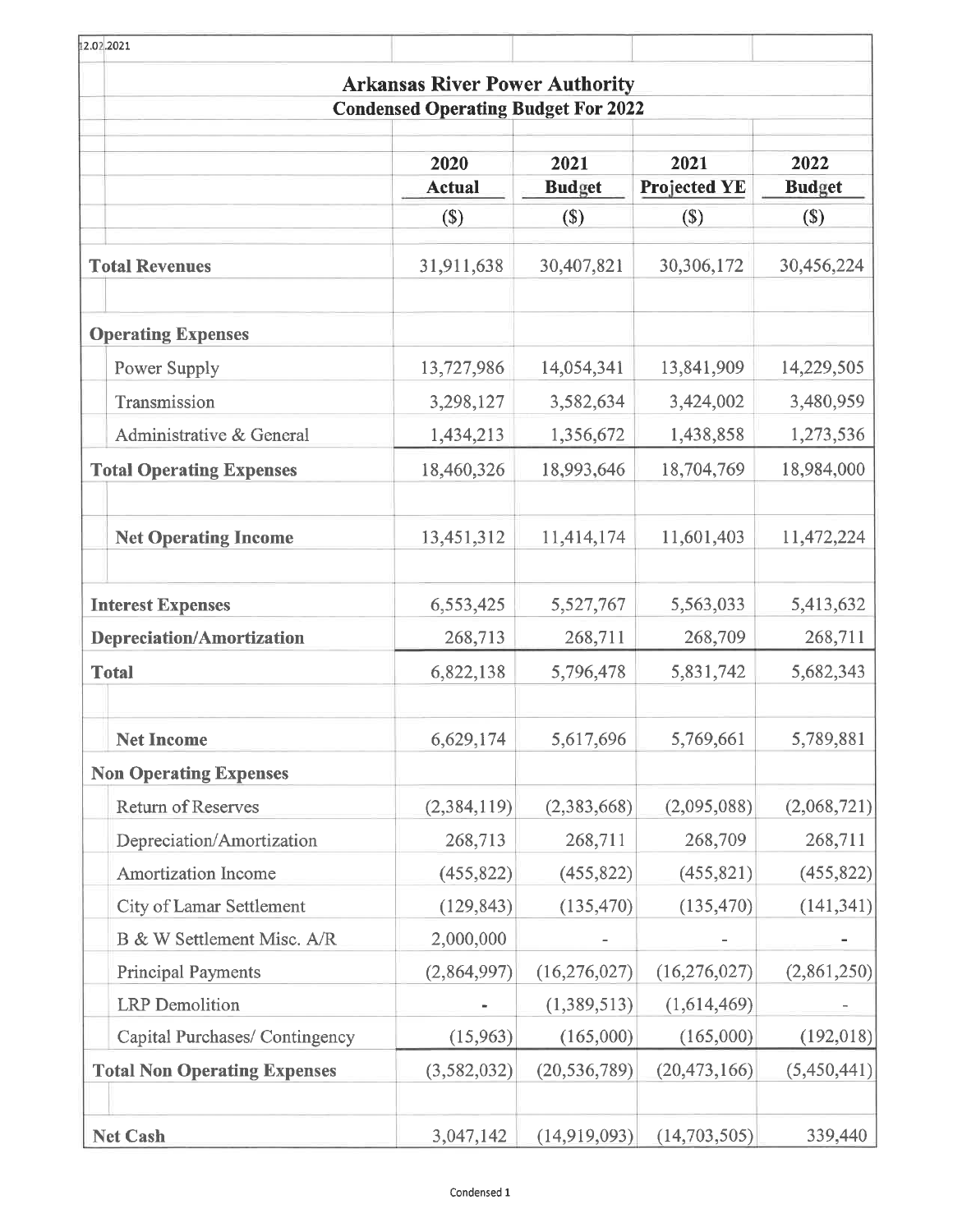12.02.2021

# Arkansas River Power Authority

## Condensed Operating Budget For 2022

| | 2020 Actual | 2021 Budget | 2021 Projected YE | 2022 Budget |
|---|---|---|---|---|
| | ($) | ($) | ($) | ($) |
| **Total Revenues** | 31,911,638 | 30,407,821 | 30,306,172 | 30,456,224 |
| **Operating Expenses** | | | | |
| Power Supply | 13,727,986 | 14,054,341 | 13,841,909 | 14,229,505 |
| Transmission | 3,298,127 | 3,582,634 | 3,424,002 | 3,480,959 |
| Administrative & General | 1,434,213 | 1,356,672 | 1,438,858 | 1,273,536 |
| **Total Operating Expenses** | 18,460,326 | 18,993,646 | 18,704,769 | 18,984,000 |
| **Net Operating Income** | 13,451,312 | 11,414,174 | 11,601,403 | 11,472,224 |
| **Interest Expenses** | 6,553,425 | 5,527,767 | 5,563,033 | 5,413,632 |
| **Depreciation/Amortization** | 268,713 | 268,711 | 268,709 | 268,711 |
| **Total** | 6,822,138 | 5,796,478 | 5,831,742 | 5,682,343 |
| **Net Income** | 6,629,174 | 5,617,696 | 5,769,661 | 5,789,881 |
| **Non Operating Expenses** | | | | |
| Return of Reserves | (2,384,119) | (2,383,668) | (2,095,088) | (2,068,721) |
| Depreciation/Amortization | 268,713 | 268,711 | 268,709 | 268,711 |
| Amortization Income | (455,822) | (455,822) | (455,821) | (455,822) |
| City of Lamar Settlement | (129,843) | (135,470) | (135,470) | (141,341) |
| B & W Settlement Misc. A/R | 2,000,000 | - | - | - |
| Principal Payments | (2,864,997) | (16,276,027) | (16,276,027) | (2,861,250) |
| LRP Demolition | - | (1,389,513) | (1,614,469) | - |
| Capital Purchases/ Contingency | (15,963) | (165,000) | (165,000) | (192,018) |
| **Total Non Operating Expenses** | (3,582,032) | (20,536,789) | (20,473,166) | (5,450,441) |
| **Net Cash** | 3,047,142 | (14,919,093) | (14,703,505) | 339,440 |

Condensed 1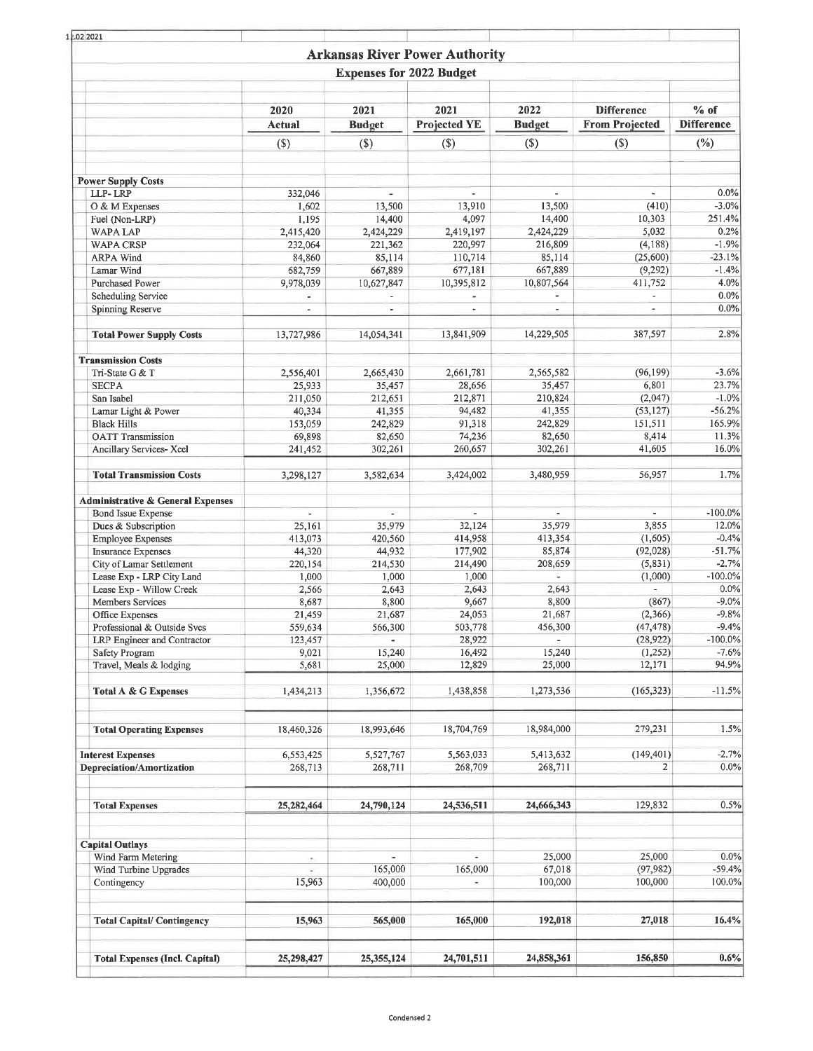11.02.2021

# Arkansas River Power Authority

## Expenses for 2022 Budget

| | 2020 Actual | 2021 Budget | 2021 Projected YE | 2022 Budget | Difference From Projected | % of Difference |
|---|---|---|---|---|---|---|
| | ($) | ($) | ($) | ($) | ($) | (%) |
| **Power Supply Costs** | | | | | | |
| LLP- LRP | 332,046 | - | - | - | - | 0.0% |
| O & M Expenses | 1,602 | 13,500 | 13,910 | 13,500 | (410) | -3.0% |
| Fuel (Non-LRP) | 1,195 | 14,400 | 4,097 | 14,400 | 10,303 | 251.4% |
| WAPA LAP | 2,415,420 | 2,424,229 | 2,419,197 | 2,424,229 | 5,032 | 0.2% |
| WAPA CRSP | 232,064 | 221,362 | 220,997 | 216,809 | (4,188) | -1.9% |
| ARPA Wind | 84,860 | 85,114 | 110,714 | 85,114 | (25,600) | -23.1% |
| Lamar Wind | 682,759 | 667,889 | 677,181 | 667,889 | (9,292) | -1.4% |
| Purchased Power | 9,978,039 | 10,627,847 | 10,395,812 | 10,807,564 | 411,752 | 4.0% |
| Scheduling Service | - | - | - | - | - | 0.0% |
| Spinning Reserve | - | - | - | - | - | 0.0% |
| **Total Power Supply Costs** | 13,727,986 | 14,054,341 | 13,841,909 | 14,229,505 | 387,597 | 2.8% |
| **Transmission Costs** | | | | | | |
| Tri-State G & T | 2,556,401 | 2,665,430 | 2,661,781 | 2,565,582 | (96,199) | -3.6% |
| SECPA | 25,933 | 35,457 | 28,656 | 35,457 | 6,801 | 23.7% |
| San Isabel | 211,050 | 212,651 | 212,871 | 210,824 | (2,047) | -1.0% |
| Lamar Light & Power | 40,334 | 41,355 | 94,482 | 41,355 | (53,127) | -56.2% |
| Black Hills | 153,059 | 242,829 | 91,318 | 242,829 | 151,511 | 165.9% |
| OATT Transmission | 69,898 | 82,650 | 74,236 | 82,650 | 8,414 | 11.3% |
| Ancillary Services- Xcel | 241,452 | 302,261 | 260,657 | 302,261 | 41,605 | 16.0% |
| **Total Transmission Costs** | 3,298,127 | 3,582,634 | 3,424,002 | 3,480,959 | 56,957 | 1.7% |
| **Administrative & General Expenses** | | | | | | |
| Bond Issue Expense | - | - | - | - | - | -100.0% |
| Dues & Subscription | 25,161 | 35,979 | 32,124 | 35,979 | 3,855 | 12.0% |
| Employee Expenses | 413,073 | 420,560 | 414,958 | 413,354 | (1,605) | -0.4% |
| Insurance Expenses | 44,320 | 44,932 | 177,902 | 85,874 | (92,028) | -51.7% |
| City of Lamar Settlement | 220,154 | 214,530 | 214,490 | 208,659 | (5,831) | -2.7% |
| Lease Exp - LRP City Land | 1,000 | 1,000 | 1,000 | - | (1,000) | -100.0% |
| Lease Exp - Willow Creek | 2,566 | 2,643 | 2,643 | 2,643 | - | 0.0% |
| Members Services | 8,687 | 8,800 | 9,667 | 8,800 | (867) | -9.0% |
| Office Expenses | 21,459 | 21,687 | 24,053 | 21,687 | (2,366) | -9.8% |
| Professional & Outside Svcs | 559,634 | 566,300 | 503,778 | 456,300 | (47,478) | -9.4% |
| LRP Engineer and Contractor | 123,457 | - | 28,922 | - | (28,922) | -100.0% |
| Safety Program | 9,021 | 15,240 | 16,492 | 15,240 | (1,252) | -7.6% |
| Travel, Meals & lodging | 5,681 | 25,000 | 12,829 | 25,000 | 12,171 | 94.9% |
| **Total A & G Expenses** | 1,434,213 | 1,356,672 | 1,438,858 | 1,273,536 | (165,323) | -11.5% |
| **Total Operating Expenses** | 18,460,326 | 18,993,646 | 18,704,769 | 18,984,000 | 279,231 | 1.5% |
| **Interest Expenses** | 6,553,425 | 5,527,767 | 5,563,033 | 5,413,632 | (149,401) | -2.7% |
| **Depreciation/Amortization** | 268,713 | 268,711 | 268,709 | 268,711 | 2 | 0.0% |
| **Total Expenses** | **25,282,464** | **24,790,124** | **24,536,511** | **24,666,343** | 129,832 | 0.5% |
| **Capital Outlays** | | | | | | |
| Wind Farm Metering | - | - | - | 25,000 | 25,000 | 0.0% |
| Wind Turbine Upgrades | - | 165,000 | 165,000 | 67,018 | (97,982) | -59.4% |
| Contingency | 15,963 | 400,000 | - | 100,000 | 100,000 | 100.0% |
| **Total Capital/ Contingency** | **15,963** | **565,000** | **165,000** | **192,018** | **27,018** | **16.4%** |
| **Total Expenses (Incl. Capital)** | **25,298,427** | **25,355,124** | **24,701,511** | **24,858,361** | **156,850** | **0.6%** |

Condensed 2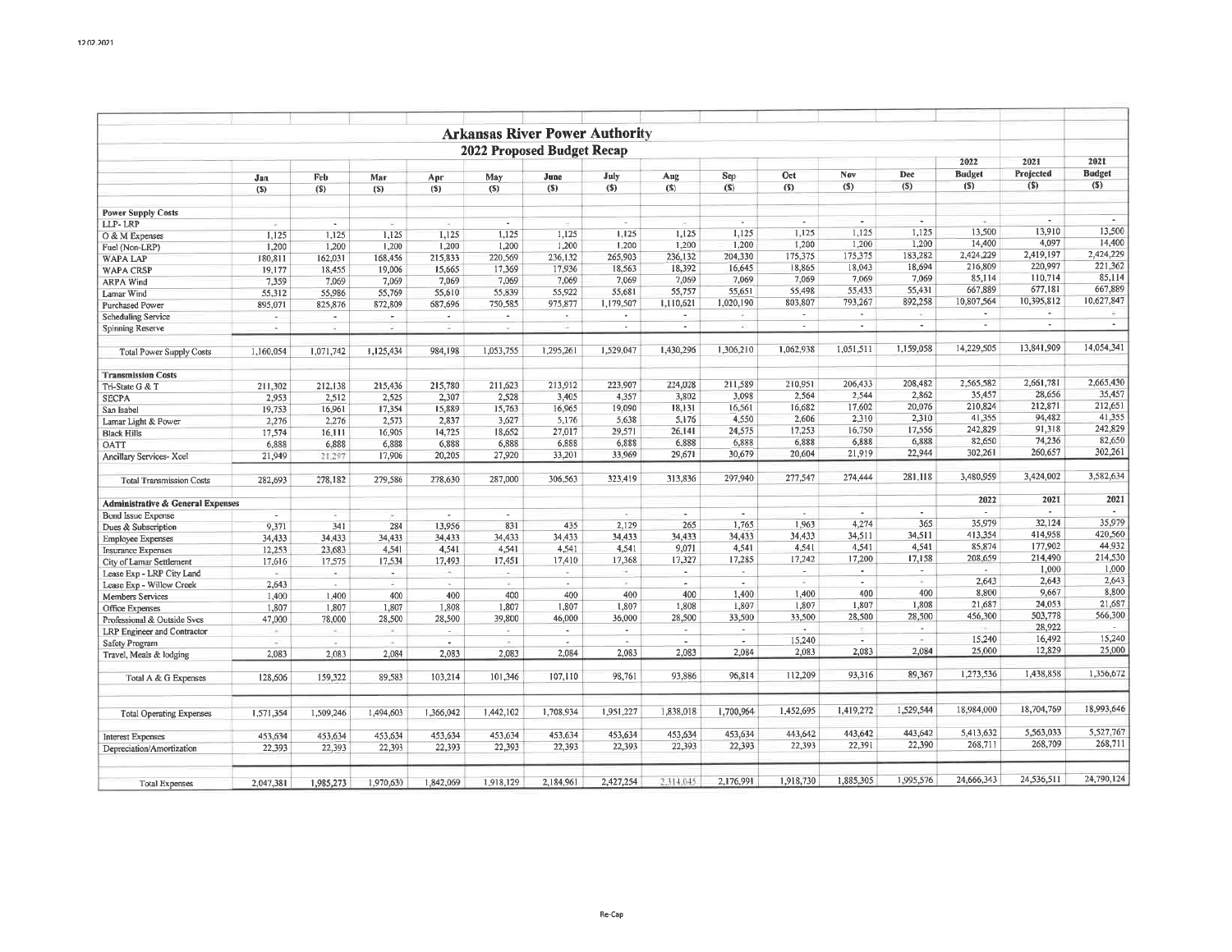# Arkansas River Power Authority

## 2022 Proposed Budget Recap

| | Jan ($) | Feb ($) | Mar ($) | Apr ($) | May ($) | June ($) | July ($) | Aug ($) | Sep ($) | Oct ($) | Nov ($) | Dec ($) | 2022 Budget ($) | 2021 Projected ($) | 2021 Budget ($) |
|---|---|---|---|---|---|---|---|---|---|---|---|---|---|---|---|
| **Power Supply Costs** | | | | | | | | | | | | | | | |
| LLP- LRP | - | - | - | - | - | - | - | - | - | - | - | - | - | - | - |
| O & M Expenses | 1,125 | 1,125 | 1,125 | 1,125 | 1,125 | 1,125 | 1,125 | 1,125 | 1,125 | 1,125 | 1,125 | 1,125 | 13,500 | 13,910 | 13,500 |
| Fuel (Non-LRP) | 1,200 | 1,200 | 1,200 | 1,200 | 1,200 | 1,200 | 1,200 | 1,200 | 1,200 | 1,200 | 1,200 | 1,200 | 14,400 | 4,097 | 14,400 |
| WAPA LAP | 180,811 | 162,031 | 168,456 | 215,833 | 220,569 | 236,132 | 265,903 | 236,132 | 204,330 | 175,375 | 175,375 | 183,282 | 2,424,229 | 2,419,197 | 2,424,229 |
| WAPA CRSP | 19,177 | 18,455 | 19,006 | 15,665 | 17,369 | 17,936 | 18,563 | 18,392 | 16,645 | 18,865 | 18,043 | 18,694 | 216,809 | 220,997 | 221,362 |
| ARPA Wind | 7,359 | 7,069 | 7,069 | 7,069 | 7,069 | 7,069 | 7,069 | 7,069 | 7,069 | 7,069 | 7,069 | 7,069 | 85,114 | 110,714 | 85,114 |
| Lamar Wind | 55,312 | 55,986 | 55,769 | 55,610 | 55,839 | 55,922 | 55,681 | 55,757 | 55,651 | 55,498 | 55,433 | 55,431 | 667,889 | 677,181 | 667,889 |
| Purchased Power | 895,071 | 825,876 | 872,809 | 687,696 | 750,585 | 975,877 | 1,179,507 | 1,110,621 | 1,020,190 | 803,807 | 793,267 | 892,258 | 10,807,564 | 10,395,812 | 10,627,847 |
| Scheduling Service | - | - | - | - | - | - | - | - | - | - | - | - | - | - | - |
| Spinning Reserve | - | - | - | - | - | - | - | - | - | - | - | - | - | - | - |
| Total Power Supply Costs | 1,160,054 | 1,071,742 | 1,125,434 | 984,198 | 1,053,755 | 1,295,261 | 1,529,047 | 1,430,296 | 1,306,210 | 1,062,938 | 1,051,511 | 1,159,058 | 14,229,505 | 13,841,909 | 14,054,341 |
| **Transmission Costs** | | | | | | | | | | | | | | | |
| Tri-State G & T | 211,302 | 212,138 | 215,436 | 215,780 | 211,623 | 213,912 | 223,907 | 224,028 | 211,589 | 210,951 | 206,433 | 208,482 | 2,565,582 | 2,661,781 | 2,665,430 |
| SECPA | 2,953 | 2,512 | 2,525 | 2,307 | 2,528 | 3,405 | 4,357 | 3,802 | 3,098 | 2,564 | 2,544 | 2,862 | 35,457 | 28,656 | 35,457 |
| San Isabel | 19,753 | 16,961 | 17,354 | 15,889 | 15,763 | 16,965 | 19,090 | 18,131 | 16,561 | 16,682 | 17,602 | 20,076 | 210,824 | 212,871 | 212,651 |
| Lamar Light & Power | 2,276 | 2,276 | 2,573 | 2,837 | 3,627 | 5,176 | 5,638 | 5,176 | 4,550 | 2,606 | 2,310 | 2,310 | 41,355 | 94,482 | 41,355 |
| Black Hills | 17,574 | 16,111 | 16,905 | 14,725 | 18,652 | 27,017 | 29,571 | 26,141 | 24,575 | 17,253 | 16,750 | 17,556 | 242,829 | 91,318 | 242,829 |
| OATT | 6,888 | 6,888 | 6,888 | 6,888 | 6,888 | 6,888 | 6,888 | 6,888 | 6,888 | 6,888 | 6,888 | 6,888 | 82,650 | 74,236 | 82,650 |
| Ancillary Services- Xcel | 21,949 | 21,297 | 17,906 | 20,205 | 27,920 | 33,201 | 33,969 | 29,671 | 30,679 | 20,604 | 21,919 | 22,944 | 302,261 | 260,657 | 302,261 |
| Total Transmission Costs | 282,693 | 278,182 | 279,586 | 278,630 | 287,000 | 306,563 | 323,419 | 313,836 | 297,940 | 277,547 | 274,444 | 281,118 | 3,480,959 | 3,424,002 | 3,582,634 |
| **Administrative & General Expenses** | | | | | | | | | | | | | 2022 | 2021 | 2021 |
| Bond Issue Expense | - | - | - | - | - | | - | - | - | - | - | - | - | - | - |
| Dues & Subscription | 9,371 | 341 | 284 | 13,956 | 831 | 435 | 2,129 | 265 | 1,765 | 1,963 | 4,274 | 365 | 35,979 | 32,124 | 35,979 |
| Employee Expenses | 34,433 | 34,433 | 34,433 | 34,433 | 34,433 | 34,433 | 34,433 | 34,433 | 34,433 | 34,433 | 34,511 | 34,511 | 413,354 | 414,958 | 420,560 |
| Insurance Expenses | 12,253 | 23,683 | 4,541 | 4,541 | 4,541 | 4,541 | 4,541 | 9,071 | 4,541 | 4,541 | 4,541 | 4,541 | 85,874 | 177,902 | 44,932 |
| City of Lamar Settlement | 17,616 | 17,575 | 17,534 | 17,493 | 17,451 | 17,410 | 17,368 | 17,327 | 17,285 | 17,242 | 17,200 | 17,158 | 208,659 | 214,490 | 214,530 |
| Lease Exp - LRP City Land | - | - | - | - | - | - | - | - | - | - | - | - | - | 1,000 | 1,000 |
| Lease Exp - Willow Creek | 2,643 | - | - | - | - | - | - | - | - | - | - | - | 2,643 | 2,643 | 2,643 |
| Members Services | 1,400 | 1,400 | 400 | 400 | 400 | 400 | 400 | 400 | 1,400 | 1,400 | 400 | 400 | 8,800 | 9,667 | 8,800 |
| Office Expenses | 1,807 | 1,807 | 1,807 | 1,808 | 1,807 | 1,807 | 1,807 | 1,808 | 1,807 | 1,807 | 1,807 | 1,808 | 21,687 | 24,053 | 21,687 |
| Professional & Outside Svcs | 47,000 | 78,000 | 28,500 | 28,500 | 39,800 | 46,000 | 36,000 | 28,500 | 33,500 | 33,500 | 28,500 | 28,500 | 456,300 | 503,778 | 566,300 |
| LRP Engineer and Contractor | - | - | - | - | - | - | - | - | - | - | - | - | - | 28,922 | - |
| Safety Program | - | - | - | - | - | - | - | - | - | 15,240 | - | - | 15,240 | 16,492 | 15,240 |
| Travel, Meals & lodging | 2,083 | 2,083 | 2,084 | 2,083 | 2,083 | 2,084 | 2,083 | 2,083 | 2,084 | 2,083 | 2,083 | 2,084 | 25,000 | 12,829 | 25,000 |
| Total A & G Expenses | 128,606 | 159,322 | 89,583 | 103,214 | 101,346 | 107,110 | 98,761 | 93,886 | 96,814 | 112,209 | 93,316 | 89,367 | 1,273,536 | 1,438,858 | 1,356,672 |
| Total Operating Expenses | 1,571,354 | 1,509,246 | 1,494,603 | 1,366,042 | 1,442,102 | 1,708,934 | 1,951,227 | 1,838,018 | 1,700,964 | 1,452,695 | 1,419,272 | 1,529,544 | 18,984,000 | 18,704,769 | 18,993,646 |
| Interest Expenses | 453,634 | 453,634 | 453,634 | 453,634 | 453,634 | 453,634 | 453,634 | 453,634 | 453,634 | 443,642 | 443,642 | 443,642 | 5,413,632 | 5,563,033 | 5,527,767 |
| Depreciation/Amortization | 22,393 | 22,393 | 22,393 | 22,393 | 22,393 | 22,393 | 22,393 | 22,393 | 22,393 | 22,393 | 22,391 | 22,390 | 268,711 | 268,709 | 268,711 |
| Total Expenses | 2,047,381 | 1,985,273 | 1,970,630 | 1,842,069 | 1,918,129 | 2,184,961 | 2,427,254 | 2,314,045 | 2,176,991 | 1,918,730 | 1,885,305 | 1,995,576 | 24,666,343 | 24,536,511 | 24,790,124 |

Re-Cap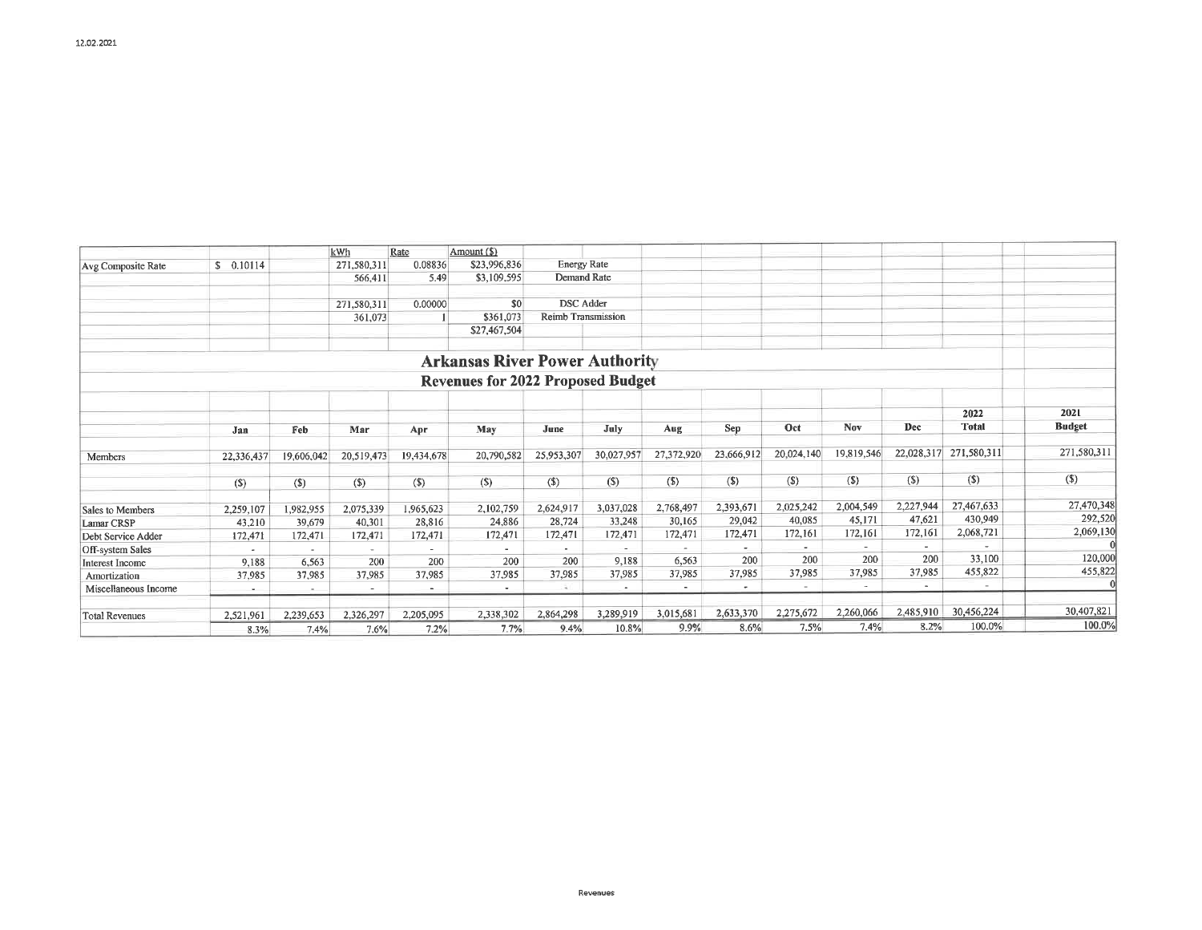12.02.2021

| | | kWh | Rate | Amount ($) | |
|---|---|---|---|---|---|
| Avg Composite Rate | $ 0.10114 | 271,580,311 | 0.08836 | $23,996,836 | Energy Rate |
| | | 566,411 | 5.49 | $3,109,595 | Demand Rate |
| | | 271,580,311 | 0.00000 | $0 | DSC Adder |
| | | 361,073 | 1 | $361,073 | Reimb Transmission |
| | | | | $27,467,504 | |

# Arkansas River Power Authority

## Revenues for 2022 Proposed Budget

| | Jan | Feb | Mar | Apr | May | June | July | Aug | Sep | Oct | Nov | Dec | 2022 Total | 2021 Budget |
|---|---|---|---|---|---|---|---|---|---|---|---|---|---|---|
| Members | 22,336,437 | 19,606,042 | 20,519,473 | 19,434,678 | 20,790,582 | 25,953,307 | 30,027,957 | 27,372,920 | 23,666,912 | 20,024,140 | 19,819,546 | 22,028,317 | 271,580,311 | 271,580,311 |
| | ($) | ($) | ($) | ($) | ($) | ($) | ($) | ($) | ($) | ($) | ($) | ($) | ($) | ($) |
| Sales to Members | 2,259,107 | 1,982,955 | 2,075,339 | 1,965,623 | 2,102,759 | 2,624,917 | 3,037,028 | 2,768,497 | 2,393,671 | 2,025,242 | 2,004,549 | 2,227,944 | 27,467,633 | 27,470,348 |
| Lamar CRSP | 43,210 | 39,679 | 40,301 | 28,816 | 24,886 | 28,724 | 33,248 | 30,165 | 29,042 | 40,085 | 45,171 | 47,621 | 430,949 | 292,520 |
| Debt Service Adder | 172,471 | 172,471 | 172,471 | 172,471 | 172,471 | 172,471 | 172,471 | 172,471 | 172,471 | 172,161 | 172,161 | 172,161 | 2,068,721 | 2,069,130 |
| Off-system Sales | - | - | - | - | - | - | - | - | - | - | - | - | - | 0 |
| Interest Income | 9,188 | 6,563 | 200 | 200 | 200 | 200 | 9,188 | 6,563 | 200 | 200 | 200 | 200 | 33,100 | 120,000 |
| Amortization | 37,985 | 37,985 | 37,985 | 37,985 | 37,985 | 37,985 | 37,985 | 37,985 | 37,985 | 37,985 | 37,985 | 37,985 | 455,822 | 455,822 |
| Miscellaneous Income | - | - | - | - | - | - | - | - | - | - | - | - | - | 0 |
| Total Revenues | 2,521,961 | 2,239,653 | 2,326,297 | 2,205,095 | 2,338,302 | 2,864,298 | 3,289,919 | 3,015,681 | 2,633,370 | 2,275,672 | 2,260,066 | 2,485,910 | 30,456,224 | 30,407,821 |
| | 8.3% | 7.4% | 7.6% | 7.2% | 7.7% | 9.4% | 10.8% | 9.9% | 8.6% | 7.5% | 7.4% | 8.2% | 100.0% | 100.0% |

Revenues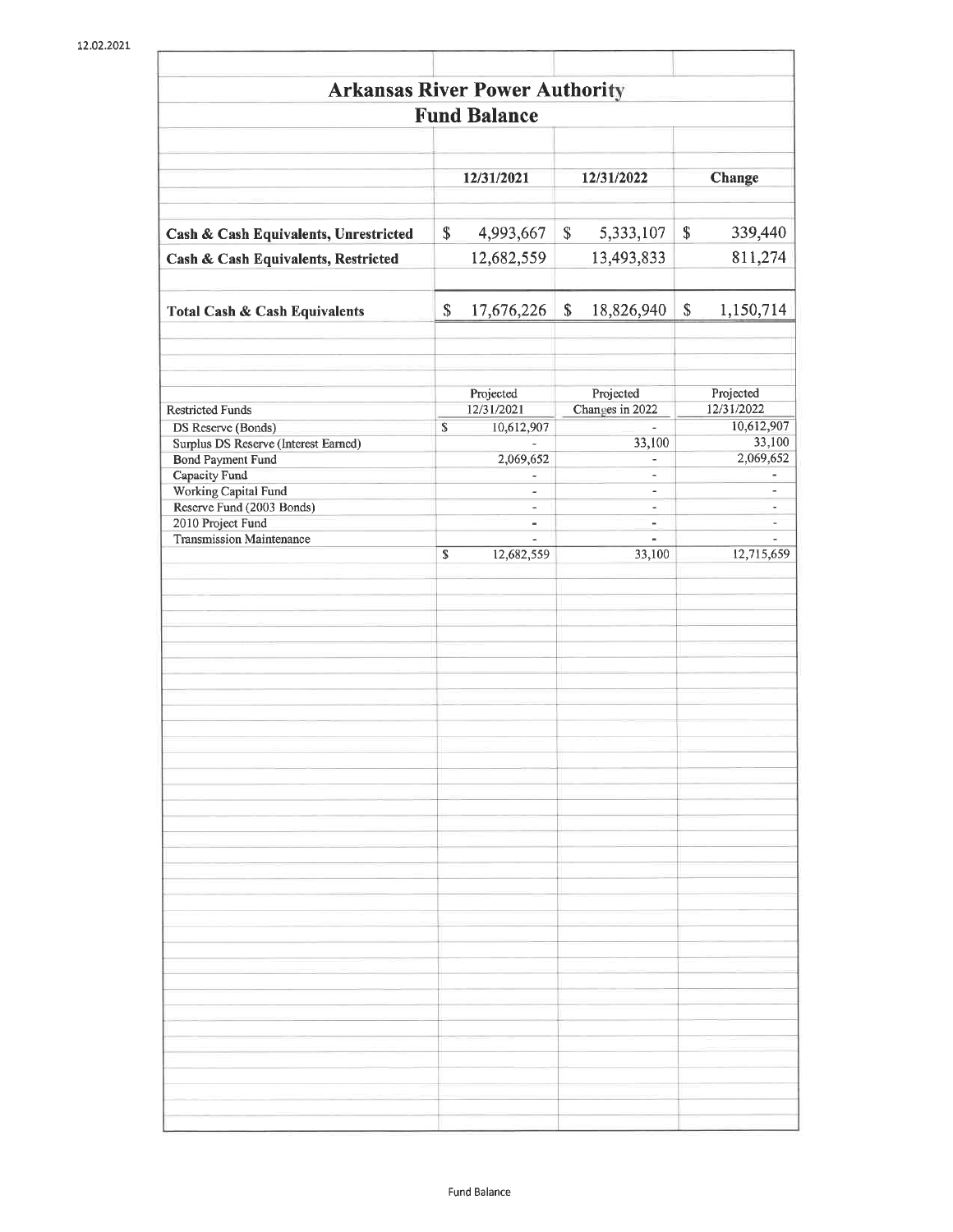12.02.2021

# Arkansas River Power Authority

## Fund Balance

| | 12/31/2021 | 12/31/2022 | Change |
|---|---|---|---|
| **Cash & Cash Equivalents, Unrestricted** | $ 4,993,667 | $ 5,333,107 | $ 339,440 |
| **Cash & Cash Equivalents, Restricted** | 12,682,559 | 13,493,833 | 811,274 |
| **Total Cash & Cash Equivalents** | $ 17,676,226 | $ 18,826,940 | $ 1,150,714 |

| Restricted Funds | Projected 12/31/2021 | Projected Changes in 2022 | Projected 12/31/2022 |
|---|---|---|---|
| DS Reserve (Bonds) | $ 10,612,907 | - | 10,612,907 |
| Surplus DS Reserve (Interest Earned) | - | 33,100 | 33,100 |
| Bond Payment Fund | 2,069,652 | - | 2,069,652 |
| Capacity Fund | - | - | - |
| Working Capital Fund | - | - | - |
| Reserve Fund (2003 Bonds) | - | - | - |
| 2010 Project Fund | - | - | - |
| Transmission Maintenance | - | - | - |
| | $ 12,682,559 | 33,100 | 12,715,659 |

Fund Balance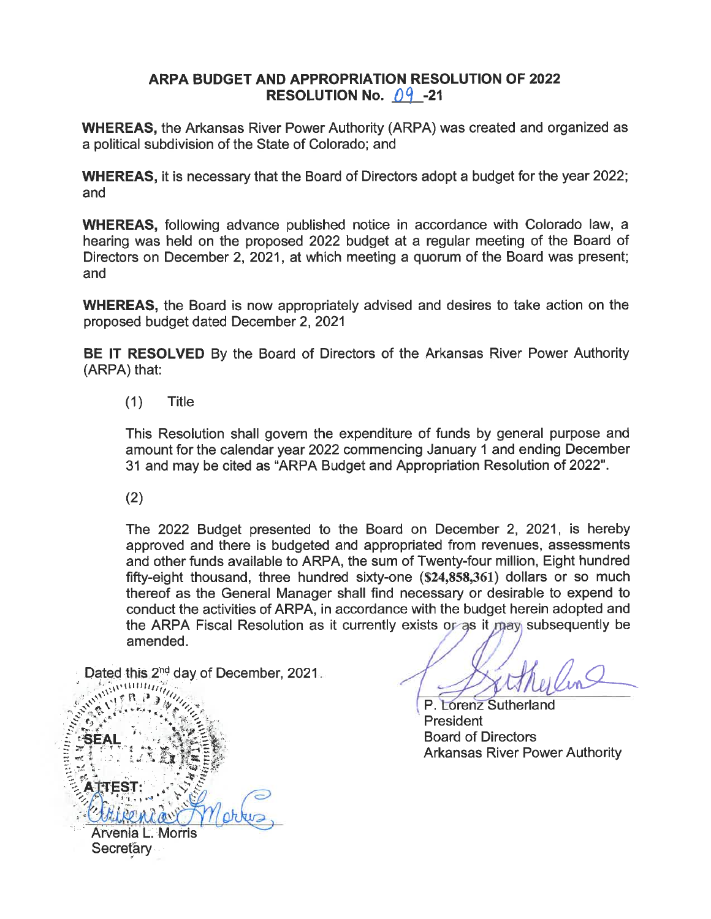**ARPA BUDGET AND APPROPRIATION RESOLUTION OF 2022**
**RESOLUTION No. 09 -21**

**WHEREAS,** the Arkansas River Power Authority (ARPA) was created and organized as a political subdivision of the State of Colorado; and

**WHEREAS,** it is necessary that the Board of Directors adopt a budget for the year 2022; and

**WHEREAS,** following advance published notice in accordance with Colorado law, a hearing was held on the proposed 2022 budget at a regular meeting of the Board of Directors on December 2, 2021, at which meeting a quorum of the Board was present; and

**WHEREAS,** the Board is now appropriately advised and desires to take action on the proposed budget dated December 2, 2021

**BE IT RESOLVED** By the Board of Directors of the Arkansas River Power Authority (ARPA) that:

(1) Title

This Resolution shall govern the expenditure of funds by general purpose and amount for the calendar year 2022 commencing January 1 and ending December 31 and may be cited as "ARPA Budget and Appropriation Resolution of 2022".

(2)

The 2022 Budget presented to the Board on December 2, 2021, is hereby approved and there is budgeted and appropriated from revenues, assessments and other funds available to ARPA, the sum of Twenty-four million, Eight hundred fifty-eight thousand, three hundred sixty-one (**$24,858,361**) dollars or so much thereof as the General Manager shall find necessary or desirable to expend to conduct the activities of ARPA, in accordance with the budget herein adopted and the ARPA Fiscal Resolution as it currently exists or as it may subsequently be amended.

Dated this 2nd day of December, 2021.

SEAL

ATTEST:

Arvenia L. Morris
Secretary

P. Lorenz Sutherland
President
Board of Directors
Arkansas River Power Authority